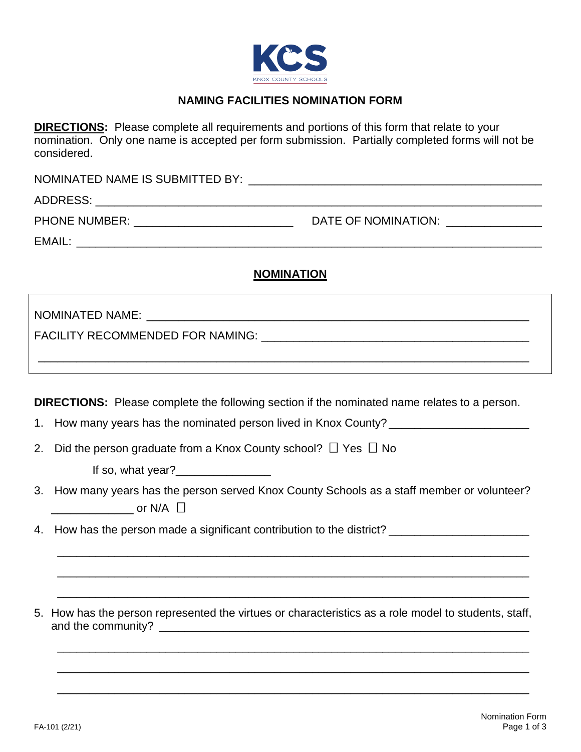KCS

KNOX COUNTY SCHOOLS

## NAMING FACILITIES NOMINATION FORM

**DIRECTIONS:** Please complete all requirements and portions of this form that relate to your nomination. Only one name is accepted per form submission. Partially completed forms will not be considered.

NOMINATED NAME IS SUBMITTED BY: ______________________________________________

ADDRESS: ________________________________________________________________

PHONE NUMBER: ________________________ DATE OF NOMINATION: ______________

EMAIL: __________________________________________________________________

### NOMINATION

NOMINATED NAME: ________________________________________________________

FACILITY RECOMMENDED FOR NAMING: ____________________________________

________________________________________________________________________

**DIRECTIONS:** Please complete the following section if the nominated name relates to a person.

1. How many years has the nominated person lived in Knox County? ____________________

2. Did the person graduate from a Knox County school? ☐ Yes ☐ No

   If so, what year? _______________

3. How many years has the person served Knox County Schools as a staff member or volunteer? _____________ or N/A ☐

4. How has the person made a significant contribution to the district? ____________________

   ________________________________________________________________________

   ________________________________________________________________________

   ________________________________________________________________________

5. How has the person represented the virtues or characteristics as a role model to students, staff, and the community? ________________________________________________

   ________________________________________________________________________

   ________________________________________________________________________

   ________________________________________________________________________

FA-101 (2/21)

Nomination Form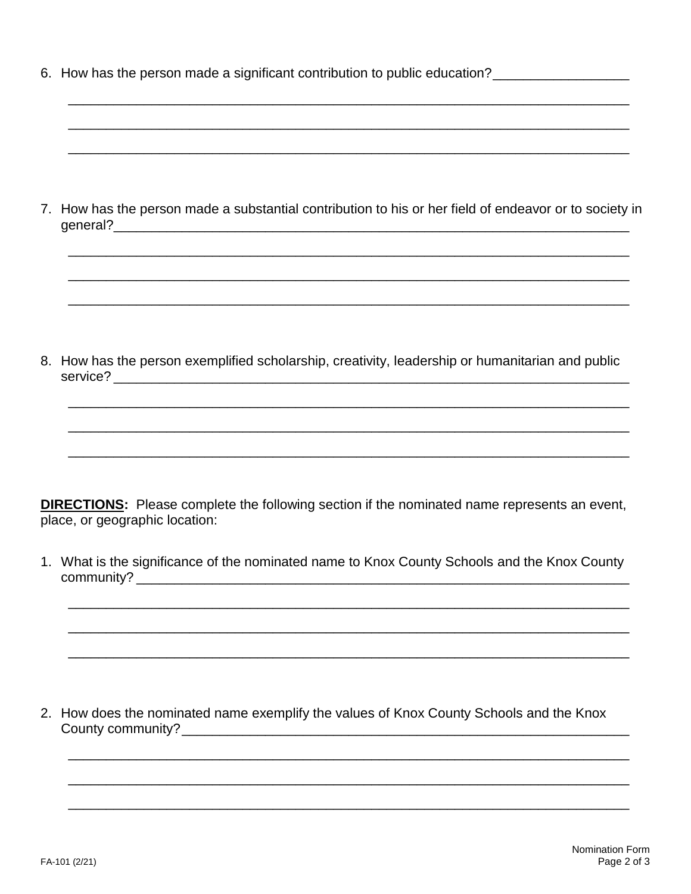6. How has the person made a significant contribution to public education?__________________

   ____________________________________________________________________________

   ____________________________________________________________________________

   ____________________________________________________________________________

7. How has the person made a substantial contribution to his or her field of endeavor or to society in general?________________________________________________________________________

   ____________________________________________________________________________

   ____________________________________________________________________________

   ____________________________________________________________________________

8. How has the person exemplified scholarship, creativity, leadership or humanitarian and public service? _______________________________________________________________________

   ____________________________________________________________________________

   ____________________________________________________________________________

   ____________________________________________________________________________

**DIRECTIONS:** Please complete the following section if the nominated name represents an event, place, or geographic location:

1. What is the significance of the nominated name to Knox County Schools and the Knox County community? ____________________________________________________________________

   ____________________________________________________________________________

   ____________________________________________________________________________

   ____________________________________________________________________________

2. How does the nominated name exemplify the values of Knox County Schools and the Knox County community?_______________________________________________________________

   ____________________________________________________________________________

   ____________________________________________________________________________

   ____________________________________________________________________________

FA-101 (2/21)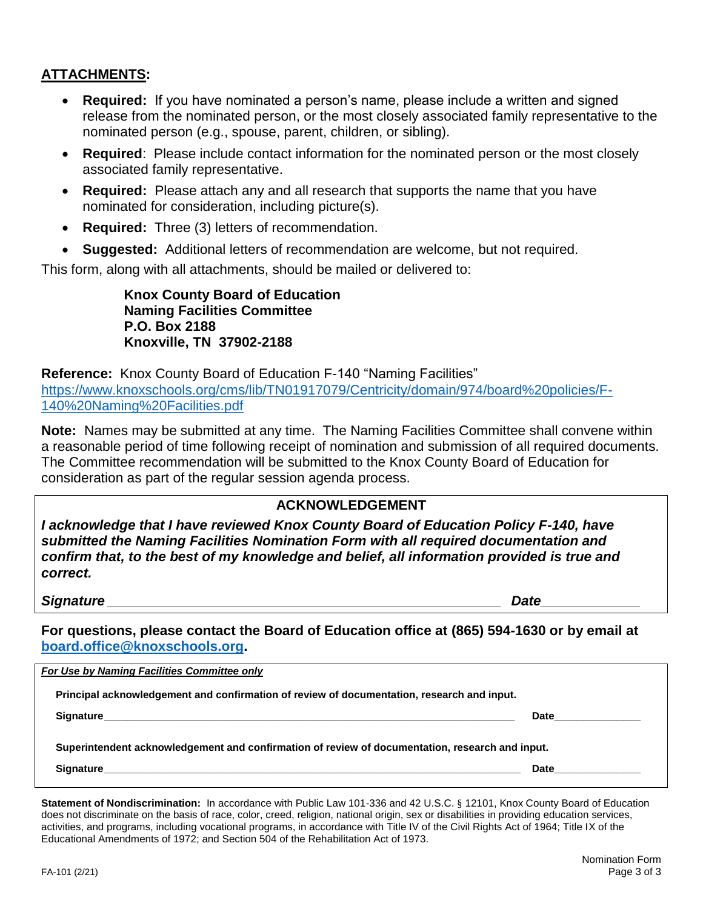## ATTACHMENTS:

- **Required:** If you have nominated a person's name, please include a written and signed release from the nominated person, or the most closely associated family representative to the nominated person (e.g., spouse, parent, children, or sibling).
- **Required**: Please include contact information for the nominated person or the most closely associated family representative.
- **Required:** Please attach any and all research that supports the name that you have nominated for consideration, including picture(s).
- **Required:** Three (3) letters of recommendation.
- **Suggested:** Additional letters of recommendation are welcome, but not required.

This form, along with all attachments, should be mailed or delivered to:

> **Knox County Board of Education**
> **Naming Facilities Committee**
> **P.O. Box 2188**
> **Knoxville, TN 37902-2188**

**Reference:** Knox County Board of Education F-140 "Naming Facilities"
https://www.knoxschools.org/cms/lib/TN01917079/Centricity/domain/974/board%20policies/F-140%20Naming%20Facilities.pdf

**Note:** Names may be submitted at any time. The Naming Facilities Committee shall convene within a reasonable period of time following receipt of nomination and submission of all required documents. The Committee recommendation will be submitted to the Knox County Board of Education for consideration as part of the regular session agenda process.

### ACKNOWLEDGEMENT

***I acknowledge that I have reviewed Knox County Board of Education Policy F-140, have submitted the Naming Facilities Nomination Form with all required documentation and confirm that, to the best of my knowledge and belief, all information provided is true and correct.***

***Signature*** ______________________________________________ ***Date*** ____________

**For questions, please contact the Board of Education office at (865) 594-1630 or by email at board.office@knoxschools.org.**

***For Use by Naming Facilities Committee only***

**Principal acknowledgement and confirmation of review of documentation, research and input.**

**Signature** ______________________________________________ **Date** ____________

**Superintendent acknowledgement and confirmation of review of documentation, research and input.**

**Signature** ______________________________________________ **Date** ____________

**Statement of Nondiscrimination:** In accordance with Public Law 101-336 and 42 U.S.C. § 12101, Knox County Board of Education does not discriminate on the basis of race, color, creed, religion, national origin, sex or disabilities in providing education services, activities, and programs, including vocational programs, in accordance with Title IV of the Civil Rights Act of 1964; Title IX of the Educational Amendments of 1972; and Section 504 of the Rehabilitation Act of 1973.

FA-101 (2/21) Nomination Form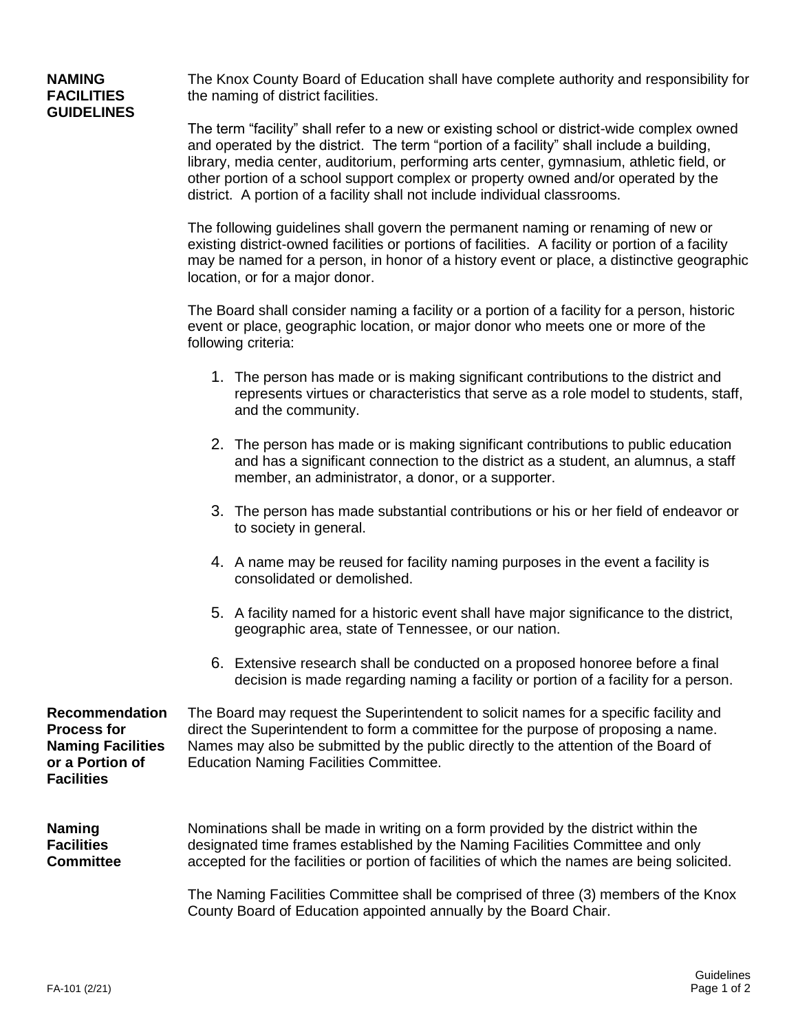## NAMING FACILITIES GUIDELINES

The Knox County Board of Education shall have complete authority and responsibility for the naming of district facilities.

The term "facility" shall refer to a new or existing school or district-wide complex owned and operated by the district. The term "portion of a facility" shall include a building, library, media center, auditorium, performing arts center, gymnasium, athletic field, or other portion of a school support complex or property owned and/or operated by the district. A portion of a facility shall not include individual classrooms.

The following guidelines shall govern the permanent naming or renaming of new or existing district-owned facilities or portions of facilities. A facility or portion of a facility may be named for a person, in honor of a history event or place, a distinctive geographic location, or for a major donor.

The Board shall consider naming a facility or a portion of a facility for a person, historic event or place, geographic location, or major donor who meets one or more of the following criteria:

1. The person has made or is making significant contributions to the district and represents virtues or characteristics that serve as a role model to students, staff, and the community.
2. The person has made or is making significant contributions to public education and has a significant connection to the district as a student, an alumnus, a staff member, an administrator, a donor, or a supporter.
3. The person has made substantial contributions or his or her field of endeavor or to society in general.
4. A name may be reused for facility naming purposes in the event a facility is consolidated or demolished.
5. A facility named for a historic event shall have major significance to the district, geographic area, state of Tennessee, or our nation.
6. Extensive research shall be conducted on a proposed honoree before a final decision is made regarding naming a facility or portion of a facility for a person.

### Recommendation Process for Naming Facilities or a Portion of Facilities

The Board may request the Superintendent to solicit names for a specific facility and direct the Superintendent to form a committee for the purpose of proposing a name. Names may also be submitted by the public directly to the attention of the Board of Education Naming Facilities Committee.

### Naming Facilities Committee

Nominations shall be made in writing on a form provided by the district within the designated time frames established by the Naming Facilities Committee and only accepted for the facilities or portion of facilities of which the names are being solicited.

The Naming Facilities Committee shall be comprised of three (3) members of the Knox County Board of Education appointed annually by the Board Chair.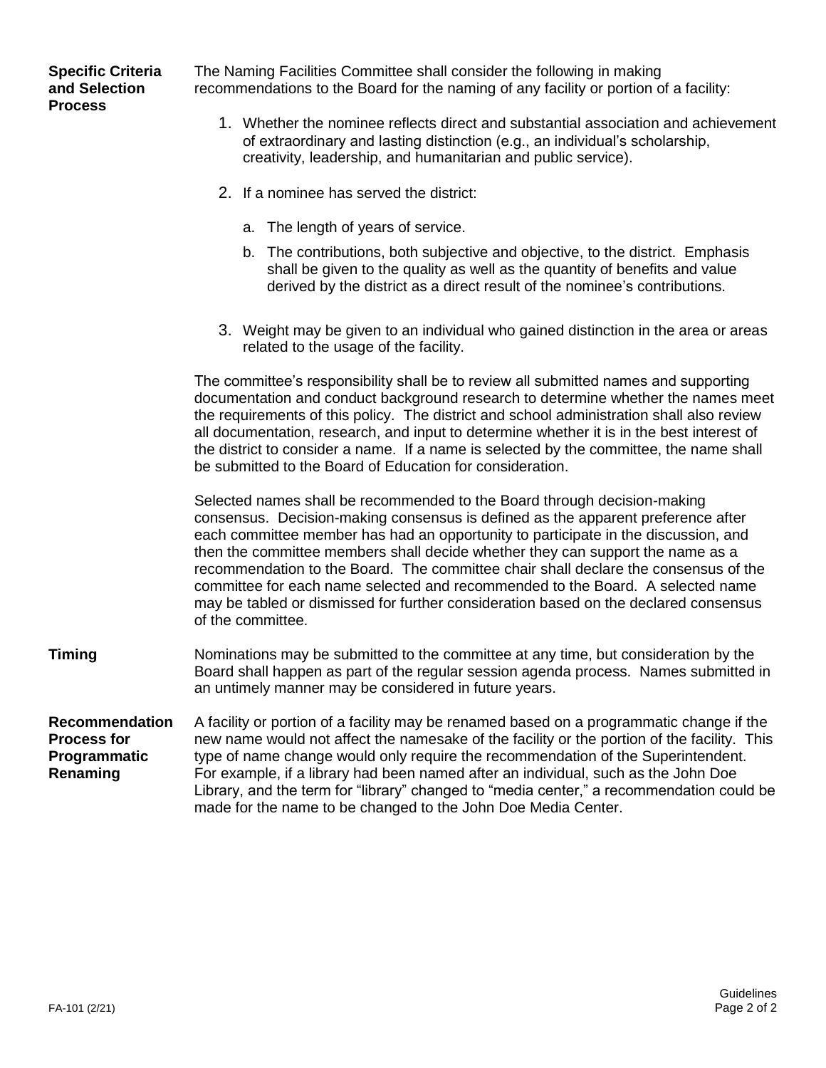## Specific Criteria and Selection Process

The Naming Facilities Committee shall consider the following in making recommendations to the Board for the naming of any facility or portion of a facility:

1. Whether the nominee reflects direct and substantial association and achievement of extraordinary and lasting distinction (e.g., an individual's scholarship, creativity, leadership, and humanitarian and public service).
2. If a nominee has served the district:
   a. The length of years of service.
   b. The contributions, both subjective and objective, to the district. Emphasis shall be given to the quality as well as the quantity of benefits and value derived by the district as a direct result of the nominee's contributions.
3. Weight may be given to an individual who gained distinction in the area or areas related to the usage of the facility.

The committee's responsibility shall be to review all submitted names and supporting documentation and conduct background research to determine whether the names meet the requirements of this policy. The district and school administration shall also review all documentation, research, and input to determine whether it is in the best interest of the district to consider a name. If a name is selected by the committee, the name shall be submitted to the Board of Education for consideration.

Selected names shall be recommended to the Board through decision-making consensus. Decision-making consensus is defined as the apparent preference after each committee member has had an opportunity to participate in the discussion, and then the committee members shall decide whether they can support the name as a recommendation to the Board. The committee chair shall declare the consensus of the committee for each name selected and recommended to the Board. A selected name may be tabled or dismissed for further consideration based on the declared consensus of the committee.

## Timing

Nominations may be submitted to the committee at any time, but consideration by the Board shall happen as part of the regular session agenda process. Names submitted in an untimely manner may be considered in future years.

## Recommendation Process for Programmatic Renaming

A facility or portion of a facility may be renamed based on a programmatic change if the new name would not affect the namesake of the facility or the portion of the facility. This type of name change would only require the recommendation of the Superintendent. For example, if a library had been named after an individual, such as the John Doe Library, and the term for "library" changed to "media center," a recommendation could be made for the name to be changed to the John Doe Media Center.